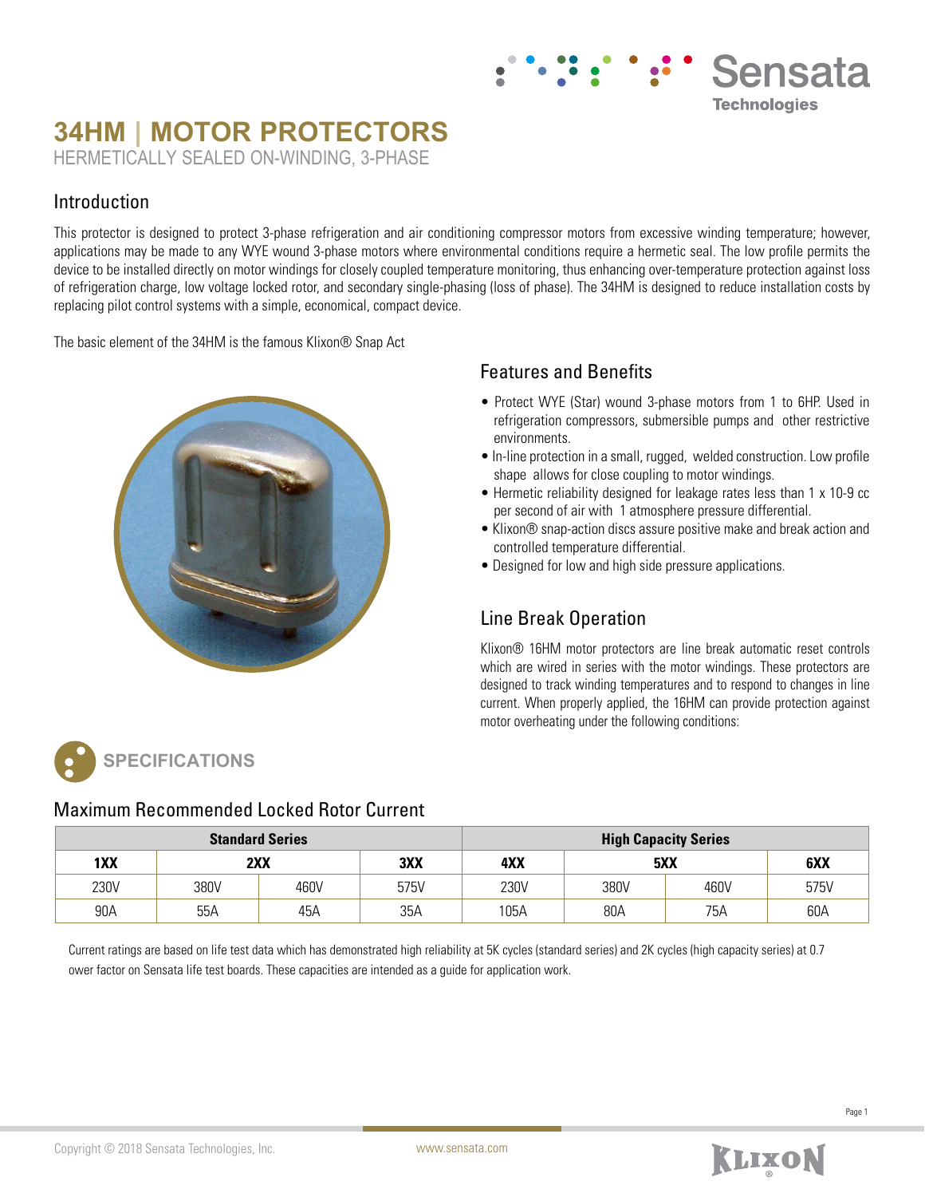# 34HM | MOTOR PROTECTORS

HERMETICALLY SEALED ON-WINDING, 3-PHASE

## Introduction

This protector is designed to protect 3-phase refrigeration and air conditioning compressor motors from excessive winding temperature; however, applications may be made to any WYE wound 3-phase motors where environmental conditions require a hermetic seal. The low profile permits the device to be installed directly on motor windings for closely coupled temperature monitoring, thus enhancing over-temperature protection against loss of refrigeration charge, low voltage locked rotor, and secondary single-phasing (loss of phase). The 34HM is designed to reduce installation costs by replacing pilot control systems with a simple, economical, compact device.

The basic element of the 34HM is the famous Klixon® Snap Act

## Features and Benefits

- Protect WYE (Star) wound 3-phase motors from 1 to 6HP. Used in refrigeration compressors, submersible pumps and other restrictive environments.
- In-line protection in a small, rugged, welded construction. Low profile shape allows for close coupling to motor windings.
- Hermetic reliability designed for leakage rates less than 1 x 10-9 cc per second of air with 1 atmosphere pressure differential.
- Klixon® snap-action discs assure positive make and break action and controlled temperature differential.
- Designed for low and high side pressure applications.

## Line Break Operation

Klixon® 16HM motor protectors are line break automatic reset controls which are wired in series with the motor windings. These protectors are designed to track winding temperatures and to respond to changes in line current. When properly applied, the 16HM can provide protection against motor overheating under the following conditions:

## SPECIFICATIONS

### Maximum Recommended Locked Rotor Current

| Standard Series | | | | High Capacity Series | | | |
|---|---|---|---|---|---|---|---|
| 1XX | 2XX | | 3XX | 4XX | 5XX | | 6XX |
| 230V | 380V | 460V | 575V | 230V | 380V | 460V | 575V |
| 90A | 55A | 45A | 35A | 105A | 80A | 75A | 60A |

Current ratings are based on life test data which has demonstrated high reliability at 5K cycles (standard series) and 2K cycles (high capacity series) at 0.7 ower factor on Sensata life test boards. These capacities are intended as a guide for application work.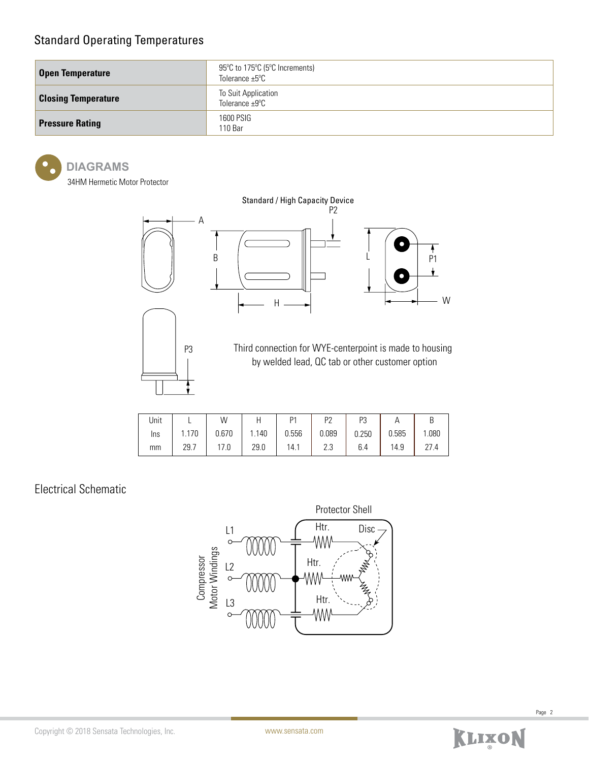## Standard Operating Temperatures

| | |
|---|---|
| **Open Temperature** | 95ºC to 175ºC (5ºC Increments)<br>Tolerance ±5ºC |
| **Closing Temperature** | To Suit Application<br>Tolerance ±9ºC |
| **Pressure Rating** | 1600 PSIG<br>110 Bar |

## DIAGRAMS

34HM Hermetic Motor Protector

Standard / High Capacity Device

Third connection for WYE-centerpoint is made to housing by welded lead, QC tab or other customer option

| Unit | L | W | H | P1 | P2 | P3 | A | B |
|---|---|---|---|---|---|---|---|---|
| Ins | 1.170 | 0.670 | 1.140 | 0.556 | 0.089 | 0.250 | 0.585 | 1.080 |
| mm | 29.7 | 17.0 | 29.0 | 14.1 | 2.3 | 6.4 | 14.9 | 27.4 |

## Electrical Schematic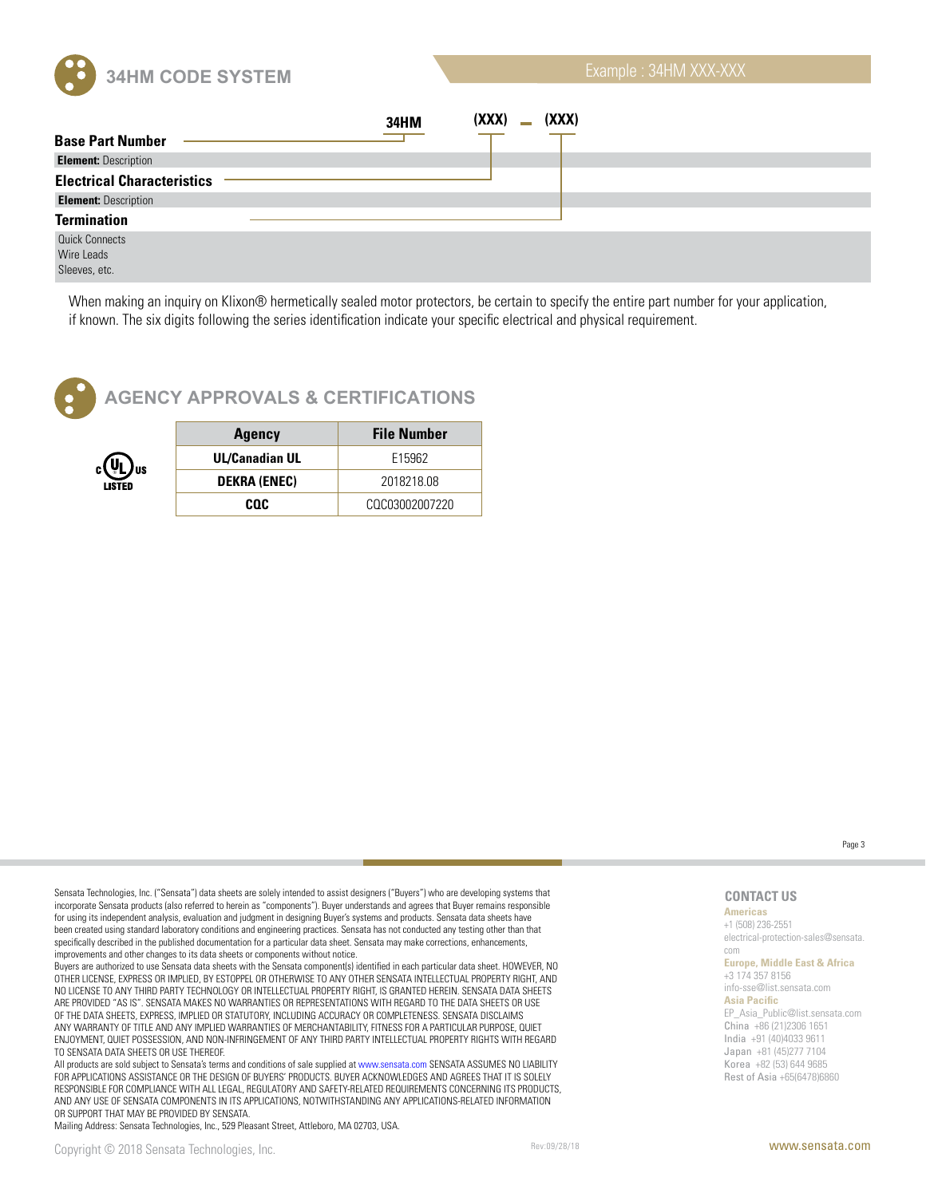## 34HM CODE SYSTEM

Example : 34HM XXX-XXX

34HM (XXX) – (XXX)

**Base Part Number**

**Element:** Description

**Electrical Characteristics**

**Element:** Description

**Termination**

Quick Connects
Wire Leads
Sleeves, etc.

When making an inquiry on Klixon® hermetically sealed motor protectors, be certain to specify the entire part number for your application, if known. The six digits following the series identification indicate your specific electrical and physical requirement.

## AGENCY APPROVALS & CERTIFICATIONS

c UL us LISTED

| Agency | File Number |
|---|---|
| UL/Canadian UL | E15962 |
| DEKRA (ENEC) | 2018218.08 |
| CQC | CQC03002007220 |

Sensata Technologies, Inc. ("Sensata") data sheets are solely intended to assist designers ("Buyers") who are developing systems that incorporate Sensata products (also referred to herein as "components"). Buyer understands and agrees that Buyer remains responsible for using its independent analysis, evaluation and judgment in designing Buyer's systems and products. Sensata data sheets have been created using standard laboratory conditions and engineering practices. Sensata has not conducted any testing other than that specifically described in the published documentation for a particular data sheet. Sensata may make corrections, enhancements, improvements and other changes to its data sheets or components without notice.

Buyers are authorized to use Sensata data sheets with the Sensata component(s) identified in each particular data sheet. HOWEVER, NO OTHER LICENSE, EXPRESS OR IMPLIED, BY ESTOPPEL OR OTHERWISE TO ANY OTHER SENSATA INTELLECTUAL PROPERTY RIGHT, AND NO LICENSE TO ANY THIRD PARTY TECHNOLOGY OR INTELLECTUAL PROPERTY RIGHT, IS GRANTED HEREIN. SENSATA DATA SHEETS ARE PROVIDED "AS IS". SENSATA MAKES NO WARRANTIES OR REPRESENTATIONS WITH REGARD TO THE DATA SHEETS OR USE OF THE DATA SHEETS, EXPRESS, IMPLIED OR STATUTORY, INCLUDING ACCURACY OR COMPLETENESS. SENSATA DISCLAIMS ANY WARRANTY OF TITLE AND ANY IMPLIED WARRANTIES OF MERCHANTABILITY, FITNESS FOR A PARTICULAR PURPOSE, QUIET ENJOYMENT, QUIET POSSESSION, AND NON-INFRINGEMENT OF ANY THIRD PARTY INTELLECTUAL PROPERTY RIGHTS WITH REGARD TO SENSATA DATA SHEETS OR USE THEREOF.

All products are sold subject to Sensata's terms and conditions of sale supplied at www.sensata.com SENSATA ASSUMES NO LIABILITY FOR APPLICATIONS ASSISTANCE OR THE DESIGN OF BUYERS' PRODUCTS. BUYER ACKNOWLEDGES AND AGREES THAT IT IS SOLELY RESPONSIBLE FOR COMPLIANCE WITH ALL LEGAL, REGULATORY AND SAFETY-RELATED REQUIREMENTS CONCERNING ITS PRODUCTS, AND ANY USE OF SENSATA COMPONENTS IN ITS APPLICATIONS, NOTWITHSTANDING ANY APPLICATIONS-RELATED INFORMATION OR SUPPORT THAT MAY BE PROVIDED BY SENSATA.

Mailing Address: Sensata Technologies, Inc., 529 Pleasant Street, Attleboro, MA 02703, USA.

**CONTACT US**

**Americas**
+1 (508) 236-2551
electrical-protection-sales@sensata.com

**Europe, Middle East & Africa**
+3 174 357 8156
info-sse@list.sensata.com

**Asia Pacific**
EP_Asia_Public@list.sensata.com
China +86 (21)2306 1651
India +91 (40)4033 9611
Japan +81 (45)277 7104
Korea +82 (53) 644 9685
Rest of Asia +65(6478)6860

Copyright © 2018 Sensata Technologies, Inc.

Rev:09/28/18

www.sensata.com